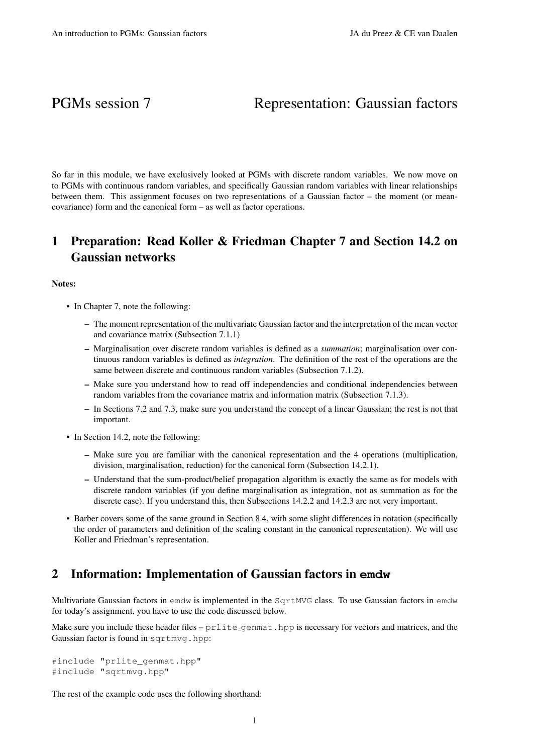# PGMs session 7 Representation: Gaussian factors

So far in this module, we have exclusively looked at PGMs with discrete random variables. We now move on to PGMs with continuous random variables, and specifically Gaussian random variables with linear relationships between them. This assignment focuses on two representations of a Gaussian factor – the moment (or mean-covariance) form and the canonical form – as well as factor operations.

## 1 Preparation: Read Koller & Friedman Chapter 7 and Section 14.2 on Gaussian networks

**Notes:**

- In Chapter 7, note the following:
  - The moment representation of the multivariate Gaussian factor and the interpretation of the mean vector and covariance matrix (Subsection 7.1.1)
  - Marginalisation over discrete random variables is defined as a *summation*; marginalisation over continuous random variables is defined as *integration*. The definition of the rest of the operations are the same between discrete and continuous random variables (Subsection 7.1.2).
  - Make sure you understand how to read off independencies and conditional independencies between random variables from the covariance matrix and information matrix (Subsection 7.1.3).
  - In Sections 7.2 and 7.3, make sure you understand the concept of a linear Gaussian; the rest is not that important.
- In Section 14.2, note the following:
  - Make sure you are familiar with the canonical representation and the 4 operations (multiplication, division, marginalisation, reduction) for the canonical form (Subsection 14.2.1).
  - Understand that the sum-product/belief propagation algorithm is exactly the same as for models with discrete random variables (if you define marginalisation as integration, not as summation as for the discrete case). If you understand this, then Subsections 14.2.2 and 14.2.3 are not very important.
- Barber covers some of the same ground in Section 8.4, with some slight differences in notation (specifically the order of parameters and definition of the scaling constant in the canonical representation). We will use Koller and Friedman's representation.

## 2 Information: Implementation of Gaussian factors in `emdw`

Multivariate Gaussian factors in `emdw` is implemented in the `SqrtMVG` class. To use Gaussian factors in `emdw` for today's assignment, you have to use the code discussed below.

Make sure you include these header files – `prlite_genmat.hpp` is necessary for vectors and matrices, and the Gaussian factor is found in `sqrtmvg.hpp`:

```
#include "prlite_genmat.hpp"
#include "sqrtmvg.hpp"
```

The rest of the example code uses the following shorthand: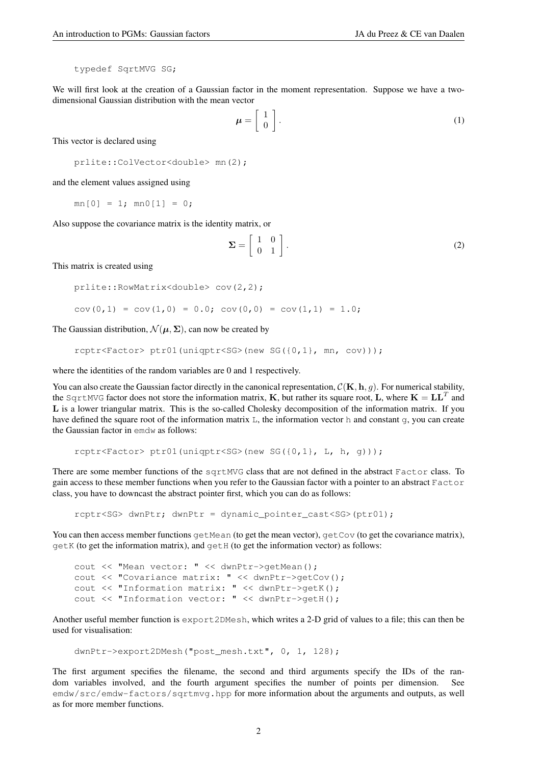```
typedef SqrtMVG SG;
```

We will first look at the creation of a Gaussian factor in the moment representation. Suppose we have a two-dimensional Gaussian distribution with the mean vector

$$\boldsymbol{\mu} = \begin{bmatrix} 1 \\ 0 \end{bmatrix}. \tag{1}$$

This vector is declared using

```
prlite::ColVector<double> mn(2);
```

and the element values assigned using

```
mn[0] = 1; mn0[1] = 0;
```

Also suppose the covariance matrix is the identity matrix, or

$$\boldsymbol{\Sigma} = \begin{bmatrix} 1 & 0 \\ 0 & 1 \end{bmatrix}. \tag{2}$$

This matrix is created using

```
prlite::RowMatrix<double> cov(2,2);

cov(0,1) = cov(1,0) = 0.0; cov(0,0) = cov(1,1) = 1.0;
```

The Gaussian distribution, $\mathcal{N}(\boldsymbol{\mu}, \boldsymbol{\Sigma})$, can now be created by

```
rcptr<Factor> ptr01(uniqptr<SG>(new SG({0,1}, mn, cov)));
```

where the identities of the random variables are 0 and 1 respectively.

You can also create the Gaussian factor directly in the canonical representation, $\mathcal{C}(\mathbf{K}, \mathbf{h}, g)$. For numerical stability, the `SqrtMVG` factor does not store the information matrix, $\mathbf{K}$, but rather its square root, $\mathbf{L}$, where $\mathbf{K} = \mathbf{L}\mathbf{L}^T$ and $\mathbf{L}$ is a lower triangular matrix. This is the so-called Cholesky decomposition of the information matrix. If you have defined the square root of the information matrix `L`, the information vector `h` and constant `g`, you can create the Gaussian factor in `emdw` as follows:

```
rcptr<Factor> ptr01(uniqptr<SG>(new SG({0,1}, L, h, g)));
```

There are some member functions of the `sqrtMVG` class that are not defined in the abstract `Factor` class. To gain access to these member functions when you refer to the Gaussian factor with a pointer to an abstract `Factor` class, you have to downcast the abstract pointer first, which you can do as follows:

```
rcptr<SG> dwnPtr; dwnPtr = dynamic_pointer_cast<SG>(ptr01);
```

You can then access member functions `getMean` (to get the mean vector), `getCov` (to get the covariance matrix), `getK` (to get the information matrix), and `getH` (to get the information vector) as follows:

```
cout << "Mean vector: " << dwnPtr->getMean();
cout << "Covariance matrix: " << dwnPtr->getCov();
cout << "Information matrix: " << dwnPtr->getK();
cout << "Information vector: " << dwnPtr->getH();
```

Another useful member function is `export2DMesh`, which writes a 2-D grid of values to a file; this can then be used for visualisation:

```
dwnPtr->export2DMesh("post_mesh.txt", 0, 1, 128);
```

The first argument specifies the filename, the second and third arguments specify the IDs of the random variables involved, and the fourth argument specifies the number of points per dimension. See `emdw/src/emdw-factors/sqrtmvg.hpp` for more information about the arguments and outputs, as well as for more member functions.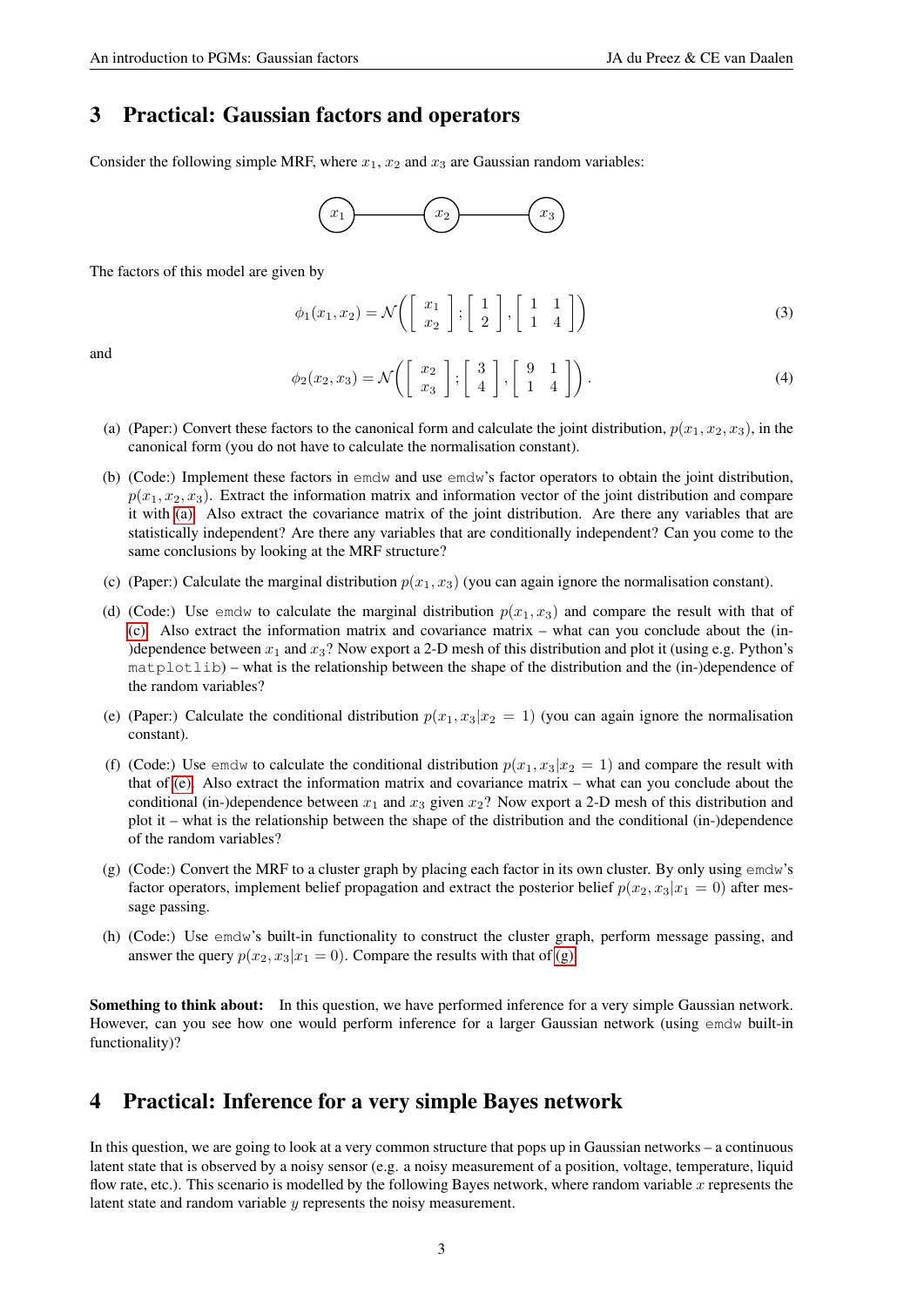## 3 Practical: Gaussian factors and operators

Consider the following simple MRF, where $x_1$, $x_2$ and $x_3$ are Gaussian random variables:

$$x_1 - x_2 - x_3$$

The factors of this model are given by

$$\phi_1(x_1, x_2) = \mathcal{N}\left( \begin{bmatrix} x_1 \\ x_2 \end{bmatrix}; \begin{bmatrix} 1 \\ 2 \end{bmatrix}, \begin{bmatrix} 1 & 1 \\ 1 & 4 \end{bmatrix} \right) \tag{3}$$

and

$$\phi_2(x_2, x_3) = \mathcal{N}\left( \begin{bmatrix} x_2 \\ x_3 \end{bmatrix}; \begin{bmatrix} 3 \\ 4 \end{bmatrix}, \begin{bmatrix} 9 & 1 \\ 1 & 4 \end{bmatrix} \right). \tag{4}$$

(a) (Paper:) Convert these factors to the canonical form and calculate the joint distribution, $p(x_1, x_2, x_3)$, in the canonical form (you do not have to calculate the normalisation constant).

(b) (Code:) Implement these factors in emdw and use emdw's factor operators to obtain the joint distribution, $p(x_1, x_2, x_3)$. Extract the information matrix and information vector of the joint distribution and compare it with (a). Also extract the covariance matrix of the joint distribution. Are there any variables that are statistically independent? Are there any variables that are conditionally independent? Can you come to the same conclusions by looking at the MRF structure?

(c) (Paper:) Calculate the marginal distribution $p(x_1, x_3)$ (you can again ignore the normalisation constant).

(d) (Code:) Use emdw to calculate the marginal distribution $p(x_1, x_3)$ and compare the result with that of (c). Also extract the information matrix and covariance matrix – what can you conclude about the (in-)dependence between $x_1$ and $x_3$? Now export a 2-D mesh of this distribution and plot it (using e.g. Python's matplotlib) – what is the relationship between the shape of the distribution and the (in-)dependence of the random variables?

(e) (Paper:) Calculate the conditional distribution $p(x_1, x_3|x_2 = 1)$ (you can again ignore the normalisation constant).

(f) (Code:) Use emdw to calculate the conditional distribution $p(x_1, x_3|x_2 = 1)$ and compare the result with that of (e). Also extract the information matrix and covariance matrix – what can you conclude about the conditional (in-)dependence between $x_1$ and $x_3$ given $x_2$? Now export a 2-D mesh of this distribution and plot it – what is the relationship between the shape of the distribution and the conditional (in-)dependence of the random variables?

(g) (Code:) Convert the MRF to a cluster graph by placing each factor in its own cluster. By only using emdw's factor operators, implement belief propagation and extract the posterior belief $p(x_2, x_3|x_1 = 0)$ after message passing.

(h) (Code:) Use emdw's built-in functionality to construct the cluster graph, perform message passing, and answer the query $p(x_2, x_3|x_1 = 0)$. Compare the results with that of (g).

**Something to think about:** In this question, we have performed inference for a very simple Gaussian network. However, can you see how one would perform inference for a larger Gaussian network (using emdw built-in functionality)?

## 4 Practical: Inference for a very simple Bayes network

In this question, we are going to look at a very common structure that pops up in Gaussian networks – a continuous latent state that is observed by a noisy sensor (e.g. a noisy measurement of a position, voltage, temperature, liquid flow rate, etc.). This scenario is modelled by the following Bayes network, where random variable $x$ represents the latent state and random variable $y$ represents the noisy measurement.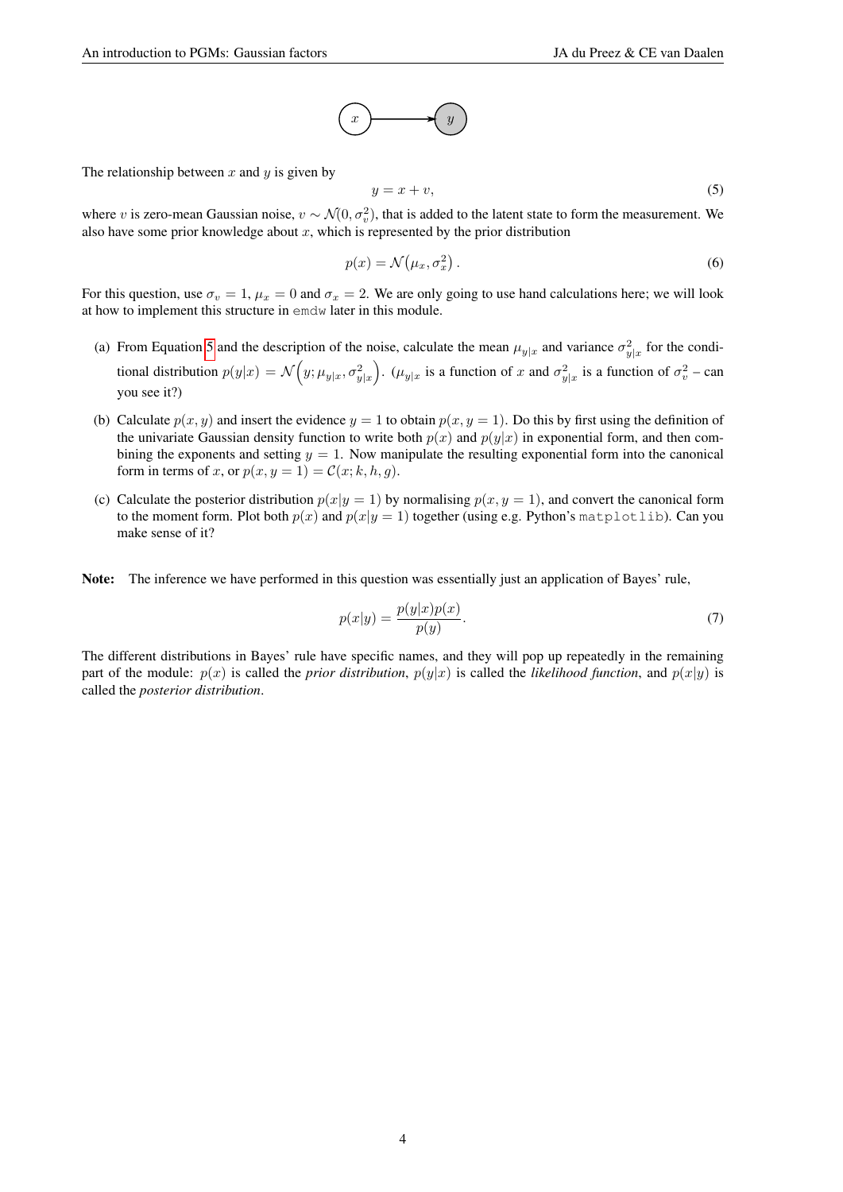The relationship between $x$ and $y$ is given by

$$y = x + v, \tag{5}$$

where $v$ is zero-mean Gaussian noise, $v \sim \mathcal{N}(0, \sigma_v^2)$, that is added to the latent state to form the measurement. We also have some prior knowledge about $x$, which is represented by the prior distribution

$$p(x) = \mathcal{N}\big(\mu_x, \sigma_x^2\big). \tag{6}$$

For this question, use $\sigma_v = 1$, $\mu_x = 0$ and $\sigma_x = 2$. We are only going to use hand calculations here; we will look at how to implement this structure in `emdw` later in this module.

(a) From Equation 5 and the description of the noise, calculate the mean $\mu_{y|x}$ and variance $\sigma_{y|x}^2$ for the conditional distribution $p(y|x) = \mathcal{N}\Big(y; \mu_{y|x}, \sigma_{y|x}^2\Big)$. ($\mu_{y|x}$ is a function of $x$ and $\sigma_{y|x}^2$ is a function of $\sigma_v^2$ – can you see it?)

(b) Calculate $p(x, y)$ and insert the evidence $y = 1$ to obtain $p(x, y = 1)$. Do this by first using the definition of the univariate Gaussian density function to write both $p(x)$ and $p(y|x)$ in exponential form, and then combining the exponents and setting $y = 1$. Now manipulate the resulting exponential form into the canonical form in terms of $x$, or $p(x, y = 1) = \mathcal{C}(x; k, h, g)$.

(c) Calculate the posterior distribution $p(x|y = 1)$ by normalising $p(x, y = 1)$, and convert the canonical form to the moment form. Plot both $p(x)$ and $p(x|y = 1)$ together (using e.g. Python's `matplotlib`). Can you make sense of it?

**Note:** The inference we have performed in this question was essentially just an application of Bayes' rule,

$$p(x|y) = \frac{p(y|x)p(x)}{p(y)}. \tag{7}$$

The different distributions in Bayes' rule have specific names, and they will pop up repeatedly in the remaining part of the module: $p(x)$ is called the *prior distribution*, $p(y|x)$ is called the *likelihood function*, and $p(x|y)$ is called the *posterior distribution*.